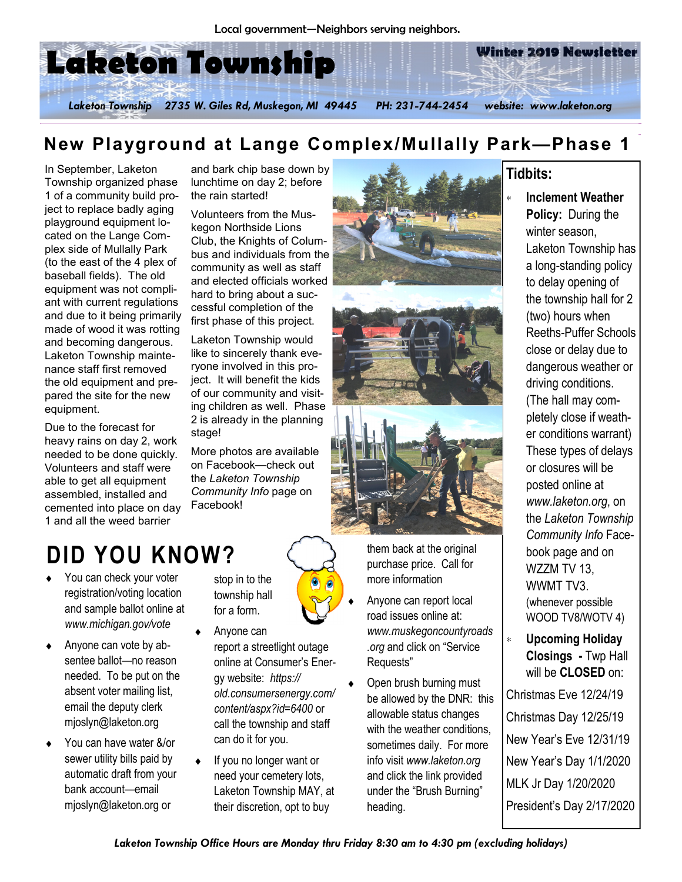Local government—Neighbors serving neighbors.

# Laketon Township

**Winter 2019 Newsletter**

*Laketon Township 2735 W. Giles Rd, Muskegon, MI 49445 PH: 231-744-2454 website: www.laketon.org*

## New Playground at Lange Complex/Mullally Park—Phase 1

In September, Laketon Township organized phase 1 of a community build project to replace badly aging playground equipment located on the Lange Complex side of Mullally Park (to the east of the 4 plex of baseball fields). The old equipment was not compliant with current regulations and due to it being primarily made of wood it was rotting and becoming dangerous. Laketon Township maintenance staff first removed the old equipment and prepared the site for the new equipment.

Due to the forecast for heavy rains on day 2, work needed to be done quickly. Volunteers and staff were able to get all equipment assembled, installed and cemented into place on day 1 and all the weed barrier and bark chip base down by lunchtime on day 2; before the rain started!

Volunteers from the Muskegon Northside Lions Club, the Knights of Columbus and individuals from the community as well as staff and elected officials worked hard to bring about a successful completion of the first phase of this project.

Laketon Township would like to sincerely thank everyone involved in this project. It will benefit the kids of our community and visiting children as well. Phase 2 is already in the planning stage!

More photos are available on Facebook—check out the *Laketon Township Community Info* page on Facebook!

## DID YOU KNOW?

- You can check your voter registration/voting location and sample ballot online at *www.michigan.gov/vote*
- Anyone can vote by absentee ballot—no reason needed. To be put on the absent voter mailing list, email the deputy clerk mjoslyn@laketon.org
- You can have water &/or sewer utility bills paid by automatic draft from your bank account—email mjoslyn@laketon.org or stop in to the township hall for a form.
- Anyone can report a streetlight outage online at Consumer's Energy website: *https://old.consumersenergy.com/content/aspx?id=6400* or call the township and staff can do it for you.
- If you no longer want or need your cemetery lots, Laketon Township MAY, at their discretion, opt to buy them back at the original purchase price. Call for more information
- Anyone can report local road issues online at: *www.muskegoncountyroads.org* and click on "Service Requests"
- Open brush burning must be allowed by the DNR: this allowable status changes with the weather conditions, sometimes daily. For more info visit *www.laketon.org* and click the link provided under the "Brush Burning" heading.

## Tidbits:

- **Inclement Weather Policy:** During the winter season, Laketon Township has a long-standing policy to delay opening of the township hall for 2 (two) hours when Reeths-Puffer Schools close or delay due to dangerous weather or driving conditions. (The hall may completely close if weather conditions warrant) These types of delays or closures will be posted online at *www.laketon.org*, on the *Laketon Township Community Info* Facebook page and on WZZM TV 13, WWMT TV3. (whenever possible WOOD TV8/WOTV 4)
- **Upcoming Holiday Closings -** Twp Hall will be **CLOSED** on:

Christmas Eve 12/24/19

Christmas Day 12/25/19

New Year's Eve 12/31/19

New Year's Day 1/1/2020

MLK Jr Day 1/20/2020

President's Day 2/17/2020

*Laketon Township Office Hours are Monday thru Friday 8:30 am to 4:30 pm (excluding holidays)*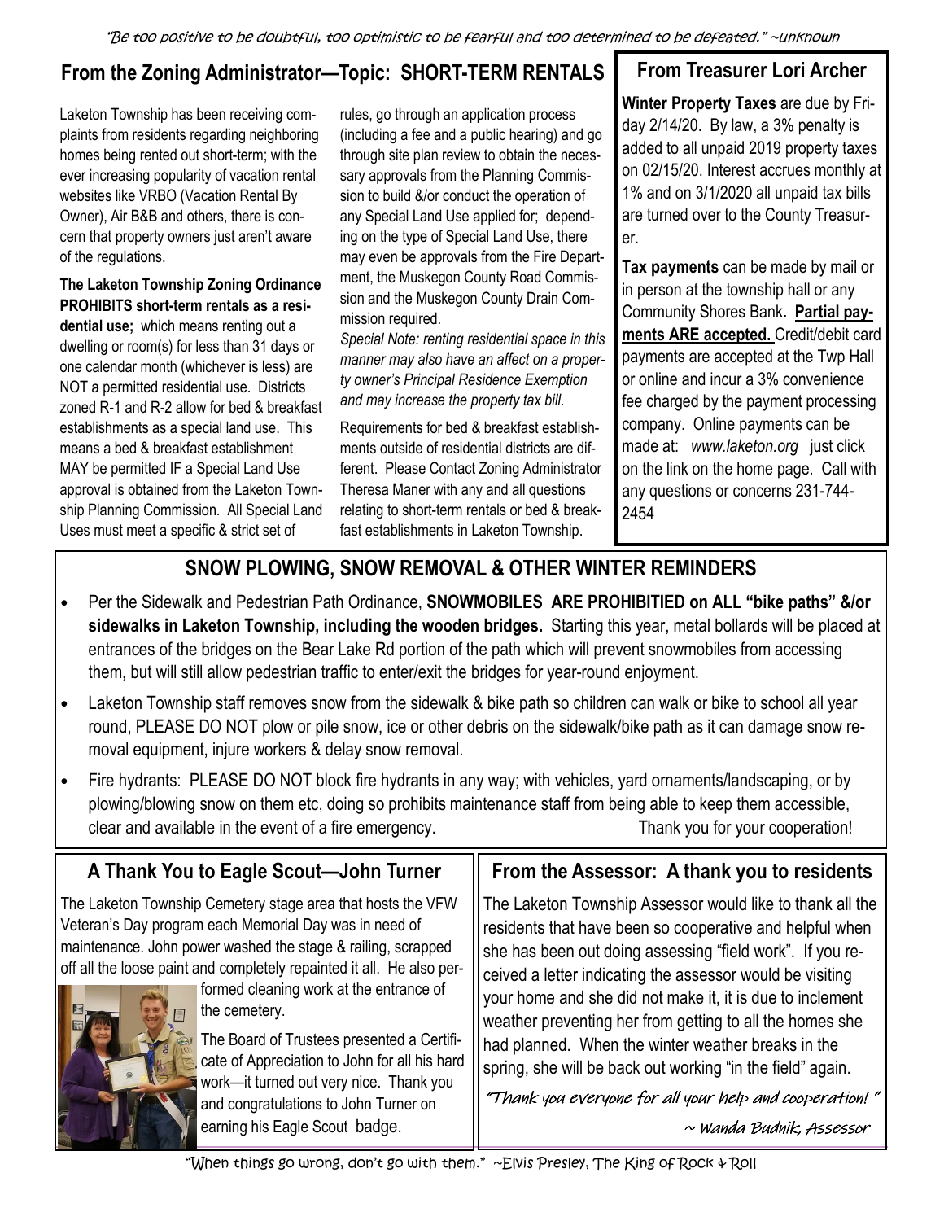"Be too positive to be doubtful, too optimistic to be fearful and too determined to be defeated." ~unknown

## From the Zoning Administrator—Topic: SHORT-TERM RENTALS

Laketon Township has been receiving complaints from residents regarding neighboring homes being rented out short-term; with the ever increasing popularity of vacation rental websites like VRBO (Vacation Rental By Owner), Air B&B and others, there is concern that property owners just aren't aware of the regulations.

**The Laketon Township Zoning Ordinance PROHIBITS short-term rentals as a residential use;** which means renting out a dwelling or room(s) for less than 31 days or one calendar month (whichever is less) are NOT a permitted residential use. Districts zoned R-1 and R-2 allow for bed & breakfast establishments as a special land use. This means a bed & breakfast establishment MAY be permitted IF a Special Land Use approval is obtained from the Laketon Township Planning Commission. All Special Land Uses must meet a specific & strict set of rules, go through an application process (including a fee and a public hearing) and go through site plan review to obtain the necessary approvals from the Planning Commission to build &/or conduct the operation of any Special Land Use applied for; depending on the type of Special Land Use, there may even be approvals from the Fire Department, the Muskegon County Road Commission and the Muskegon County Drain Commission required.

*Special Note: renting residential space in this manner may also have an affect on a property owner's Principal Residence Exemption and may increase the property tax bill.*

Requirements for bed & breakfast establishments outside of residential districts are different. Please Contact Zoning Administrator Theresa Maner with any and all questions relating to short-term rentals or bed & breakfast establishments in Laketon Township.

## From Treasurer Lori Archer

**Winter Property Taxes** are due by Friday 2/14/20. By law, a 3% penalty is added to all unpaid 2019 property taxes on 02/15/20. Interest accrues monthly at 1% and on 3/1/2020 all unpaid tax bills are turned over to the County Treasurer.

**Tax payments** can be made by mail or in person at the township hall or any Community Shores Bank**.** **Partial payments ARE accepted.** Credit/debit card payments are accepted at the Twp Hall or online and incur a 3% convenience fee charged by the payment processing company. Online payments can be made at: *www.laketon.org* just click on the link on the home page. Call with any questions or concerns 231-744-2454

## SNOW PLOWING, SNOW REMOVAL & OTHER WINTER REMINDERS

- Per the Sidewalk and Pedestrian Path Ordinance, **SNOWMOBILES ARE PROHIBITIED on ALL "bike paths" &/or sidewalks in Laketon Township, including the wooden bridges.** Starting this year, metal bollards will be placed at entrances of the bridges on the Bear Lake Rd portion of the path which will prevent snowmobiles from accessing them, but will still allow pedestrian traffic to enter/exit the bridges for year-round enjoyment.
- Laketon Township staff removes snow from the sidewalk & bike path so children can walk or bike to school all year round, PLEASE DO NOT plow or pile snow, ice or other debris on the sidewalk/bike path as it can damage snow removal equipment, injure workers & delay snow removal.
- Fire hydrants: PLEASE DO NOT block fire hydrants in any way; with vehicles, yard ornaments/landscaping, or by plowing/blowing snow on them etc, doing so prohibits maintenance staff from being able to keep them accessible, clear and available in the event of a fire emergency. Thank you for your cooperation!

## A Thank You to Eagle Scout—John Turner

The Laketon Township Cemetery stage area that hosts the VFW Veteran's Day program each Memorial Day was in need of maintenance. John power washed the stage & railing, scrapped off all the loose paint and completely repainted it all. He also performed cleaning work at the entrance of the cemetery.

The Board of Trustees presented a Certificate of Appreciation to John for all his hard work—it turned out very nice. Thank you and congratulations to John Turner on earning his Eagle Scout badge.

## From the Assessor: A thank you to residents

The Laketon Township Assessor would like to thank all the residents that have been so cooperative and helpful when she has been out doing assessing "field work". If you received a letter indicating the assessor would be visiting your home and she did not make it, it is due to inclement weather preventing her from getting to all the homes she had planned. When the winter weather breaks in the spring, she will be back out working "in the field" again.

"Thank you everyone for all your help and cooperation! "

~ Wanda Budnik, Assessor

"When things go wrong, don't go with them." ~Elvis Presley, The King of Rock & Roll